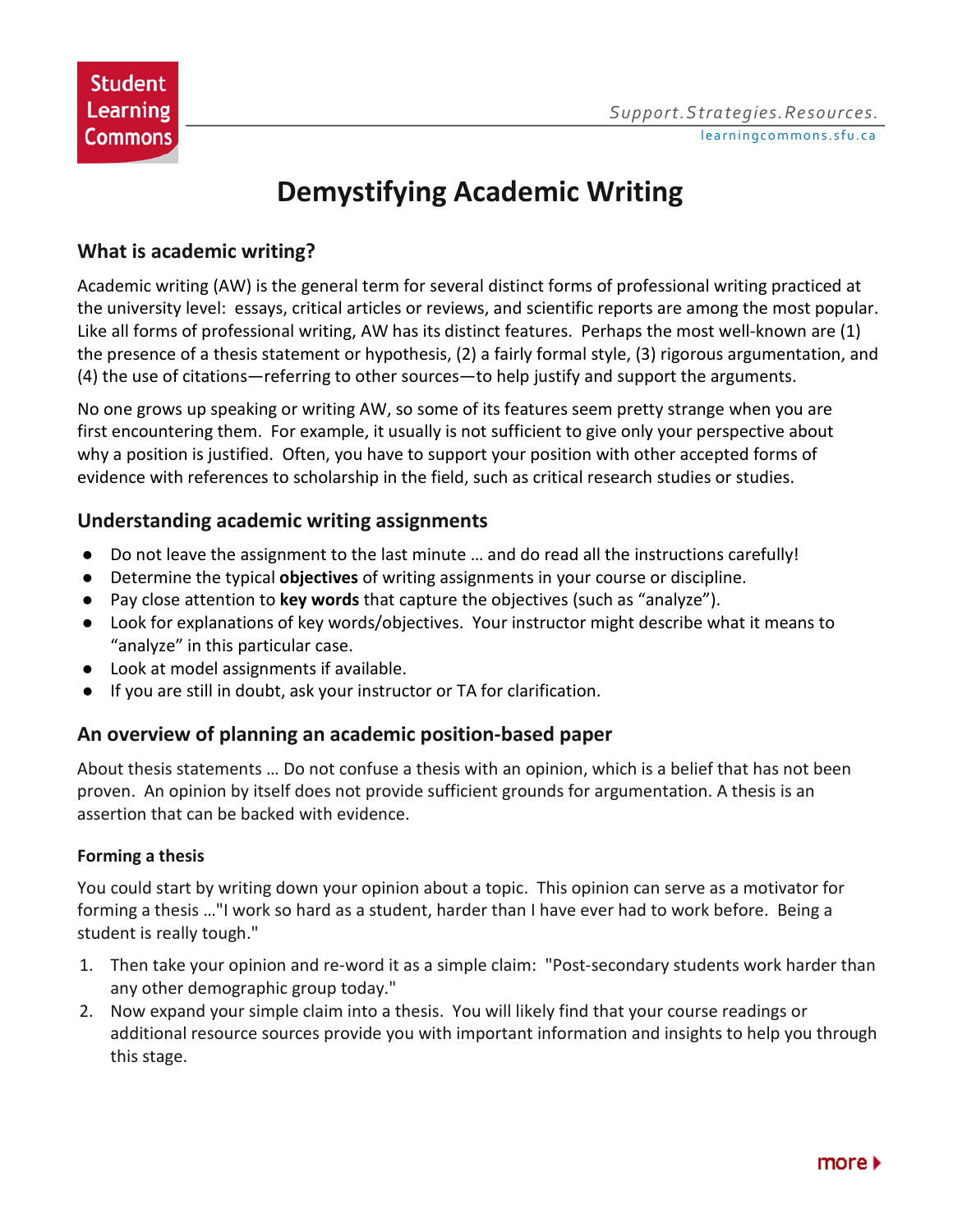# Demystifying Academic Writing

## What is academic writing?

Academic writing (AW) is the general term for several distinct forms of professional writing practiced at the university level: essays, critical articles or reviews, and scientific reports are among the most popular. Like all forms of professional writing, AW has its distinct features. Perhaps the most well-known are (1) the presence of a thesis statement or hypothesis, (2) a fairly formal style, (3) rigorous argumentation, and (4) the use of citations—referring to other sources—to help justify and support the arguments.

No one grows up speaking or writing AW, so some of its features seem pretty strange when you are first encountering them. For example, it usually is not sufficient to give only your perspective about why a position is justified. Often, you have to support your position with other accepted forms of evidence with references to scholarship in the field, such as critical research studies or studies.

## Understanding academic writing assignments

- Do not leave the assignment to the last minute … and do read all the instructions carefully!
- Determine the typical **objectives** of writing assignments in your course or discipline.
- Pay close attention to **key words** that capture the objectives (such as "analyze").
- Look for explanations of key words/objectives. Your instructor might describe what it means to "analyze" in this particular case.
- Look at model assignments if available.
- If you are still in doubt, ask your instructor or TA for clarification.

## An overview of planning an academic position-based paper

About thesis statements … Do not confuse a thesis with an opinion, which is a belief that has not been proven. An opinion by itself does not provide sufficient grounds for argumentation. A thesis is an assertion that can be backed with evidence.

### Forming a thesis

You could start by writing down your opinion about a topic. This opinion can serve as a motivator for forming a thesis …"I work so hard as a student, harder than I have ever had to work before. Being a student is really tough."

1. Then take your opinion and re-word it as a simple claim: "Post-secondary students work harder than any other demographic group today."
2. Now expand your simple claim into a thesis. You will likely find that your course readings or additional resource sources provide you with important information and insights to help you through this stage.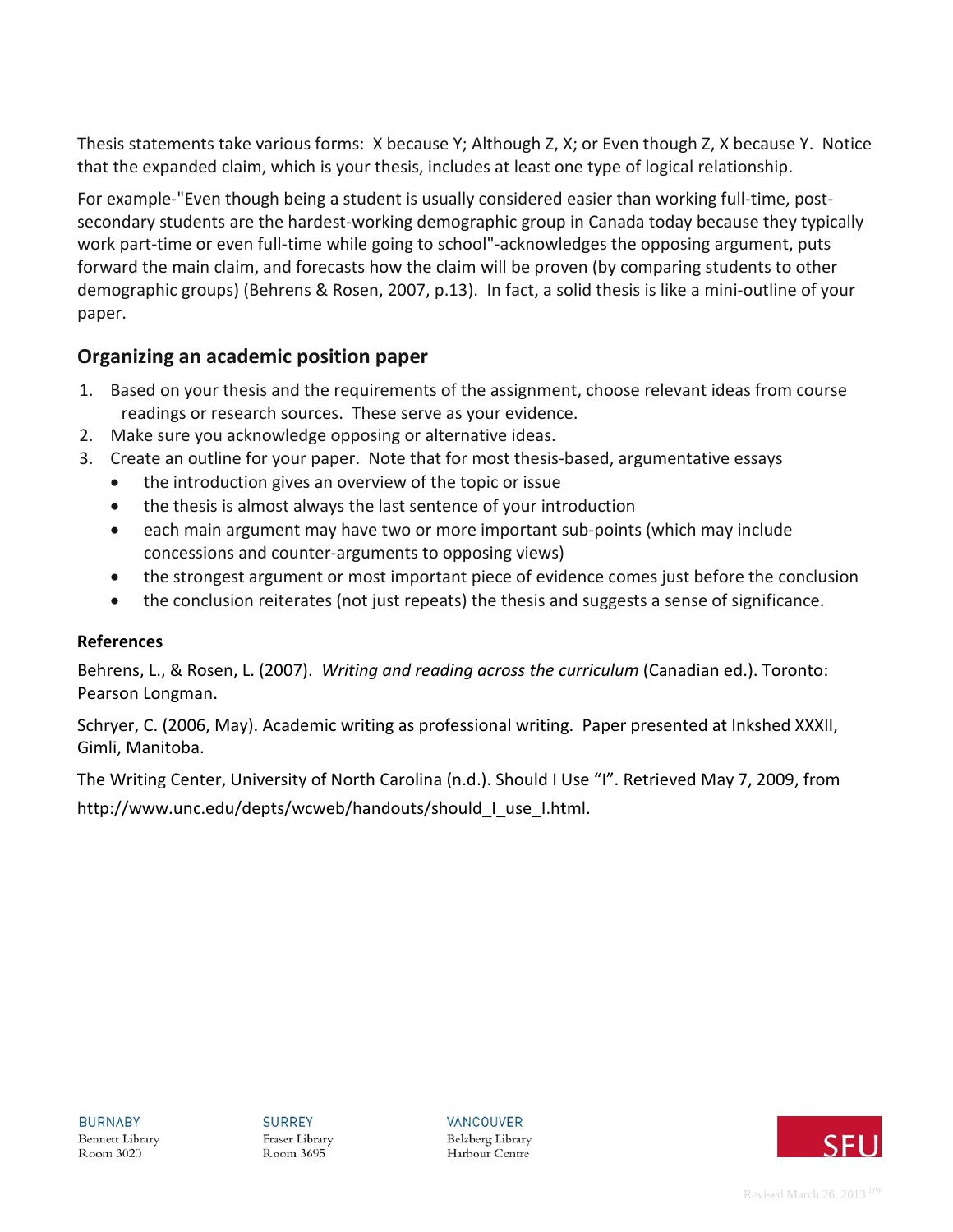Thesis statements take various forms: X because Y; Although Z, X; or Even though Z, X because Y. Notice that the expanded claim, which is your thesis, includes at least one type of logical relationship.

For example-"Even though being a student is usually considered easier than working full-time, post-secondary students are the hardest-working demographic group in Canada today because they typically work part-time or even full-time while going to school"-acknowledges the opposing argument, puts forward the main claim, and forecasts how the claim will be proven (by comparing students to other demographic groups) (Behrens & Rosen, 2007, p.13). In fact, a solid thesis is like a mini-outline of your paper.

## Organizing an academic position paper

1. Based on your thesis and the requirements of the assignment, choose relevant ideas from course readings or research sources. These serve as your evidence.
2. Make sure you acknowledge opposing or alternative ideas.
3. Create an outline for your paper. Note that for most thesis-based, argumentative essays
   - the introduction gives an overview of the topic or issue
   - the thesis is almost always the last sentence of your introduction
   - each main argument may have two or more important sub-points (which may include concessions and counter-arguments to opposing views)
   - the strongest argument or most important piece of evidence comes just before the conclusion
   - the conclusion reiterates (not just repeats) the thesis and suggests a sense of significance.

### References

Behrens, L., & Rosen, L. (2007). *Writing and reading across the curriculum* (Canadian ed.). Toronto: Pearson Longman.

Schryer, C. (2006, May). Academic writing as professional writing. Paper presented at Inkshed XXXII, Gimli, Manitoba.

The Writing Center, University of North Carolina (n.d.). Should I Use "I". Retrieved May 7, 2009, from http://www.unc.edu/depts/wcweb/handouts/should_I_use_I.html.

BURNABY
Bennett Library
Room 3020

SURREY
Fraser Library
Room 3695

VANCOUVER
Belzberg Library
Harbour Centre

SFU

Revised March 26, 2013 DW